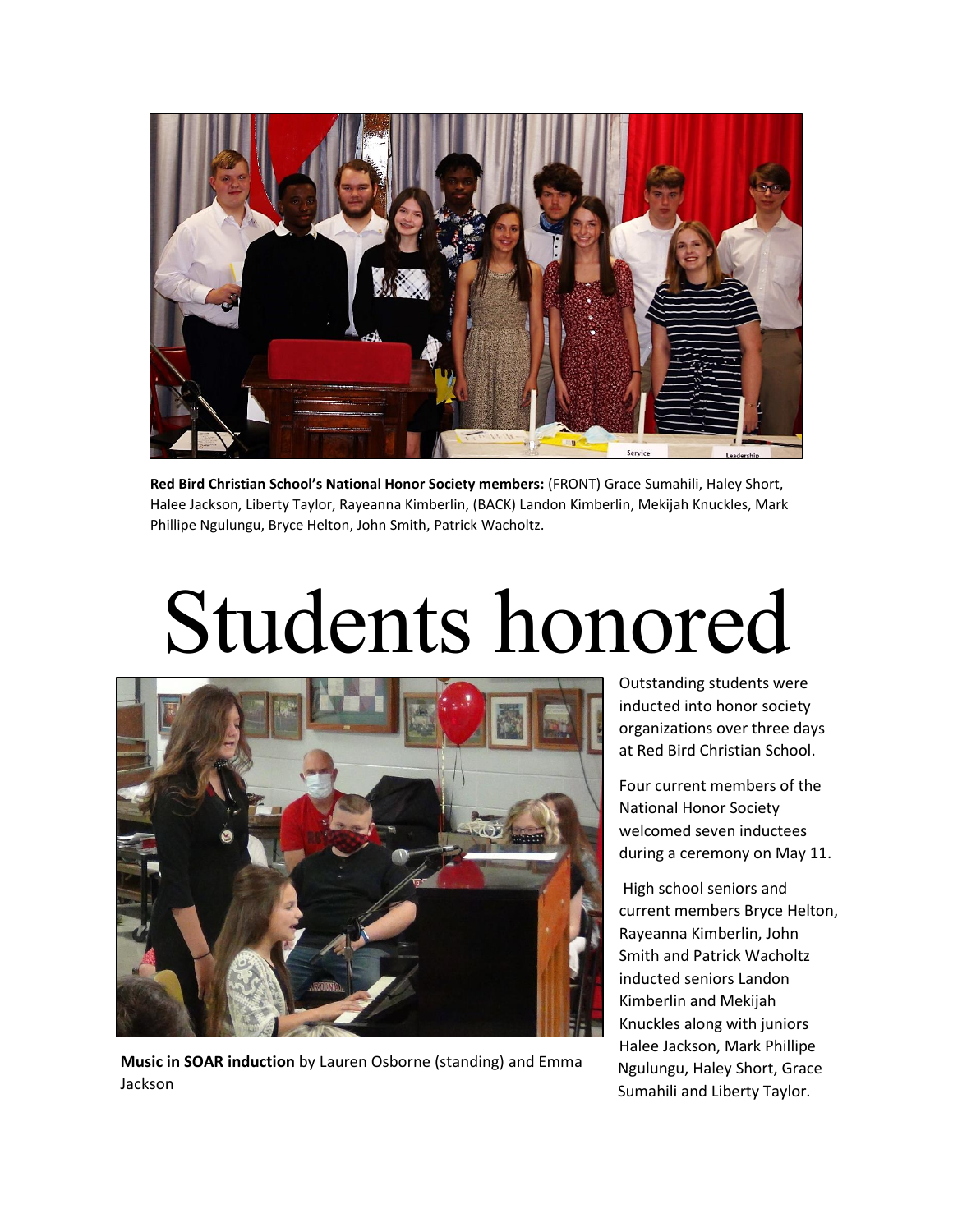**Red Bird Christian School's National Honor Society members:** (FRONT) Grace Sumahili, Haley Short, Halee Jackson, Liberty Taylor, Rayeanna Kimberlin, (BACK) Landon Kimberlin, Mekijah Knuckles, Mark Phillipe Ngulungu, Bryce Helton, John Smith, Patrick Wacholtz.

# Students honored

**Music in SOAR induction** by Lauren Osborne (standing) and Emma Jackson

Outstanding students were inducted into honor society organizations over three days at Red Bird Christian School.

Four current members of the National Honor Society welcomed seven inductees during a ceremony on May 11.

High school seniors and current members Bryce Helton, Rayeanna Kimberlin, John Smith and Patrick Wacholtz inducted seniors Landon Kimberlin and Mekijah Knuckles along with juniors Halee Jackson, Mark Phillipe Ngulungu, Haley Short, Grace Sumahili and Liberty Taylor.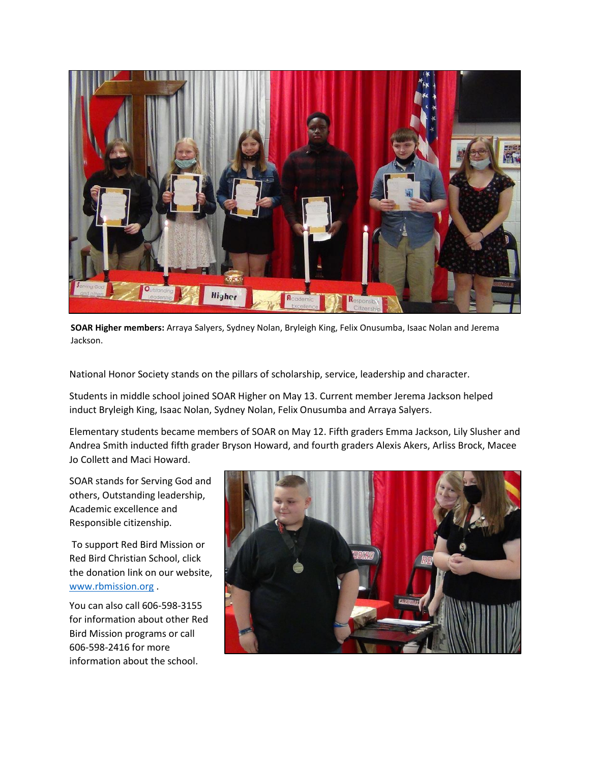**SOAR Higher members:** Arraya Salyers, Sydney Nolan, Bryleigh King, Felix Onusumba, Isaac Nolan and Jerema Jackson.

National Honor Society stands on the pillars of scholarship, service, leadership and character.

Students in middle school joined SOAR Higher on May 13. Current member Jerema Jackson helped induct Bryleigh King, Isaac Nolan, Sydney Nolan, Felix Onusumba and Arraya Salyers.

Elementary students became members of SOAR on May 12. Fifth graders Emma Jackson, Lily Slusher and Andrea Smith inducted fifth grader Bryson Howard, and fourth graders Alexis Akers, Arliss Brock, Macee Jo Collett and Maci Howard.

SOAR stands for Serving God and others, Outstanding leadership, Academic excellence and Responsible citizenship.

To support Red Bird Mission or Red Bird Christian School, click the donation link on our website, [www.rbmission.org](http://www.rbmission.org) .

You can also call 606-598-3155 for information about other Red Bird Mission programs or call 606-598-2416 for more information about the school.